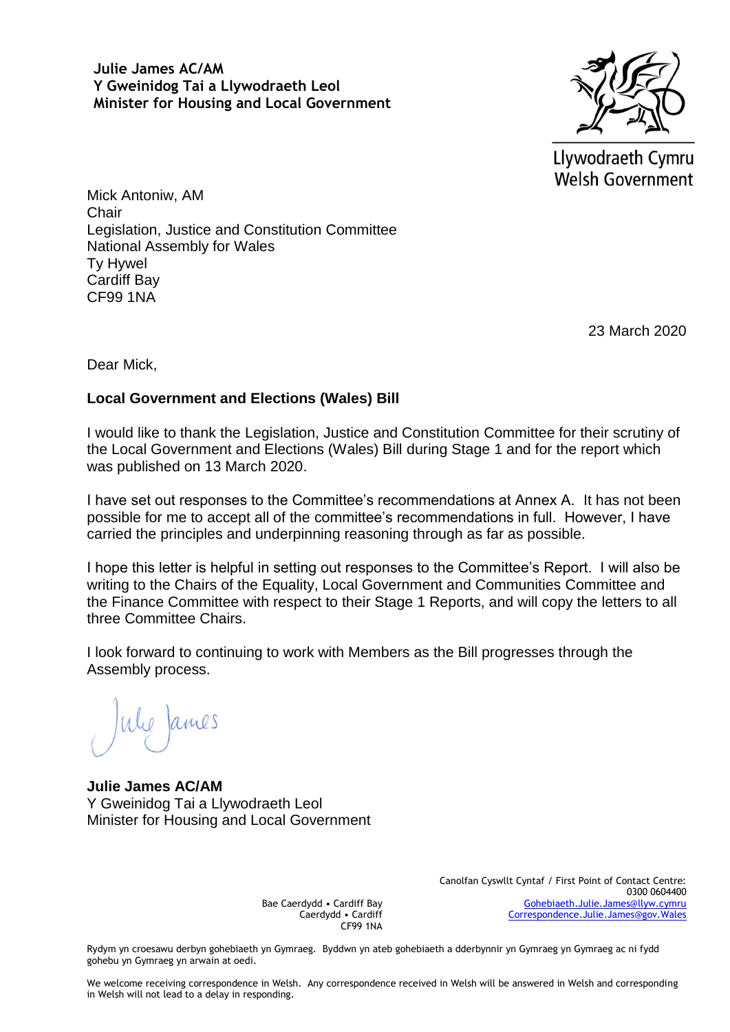**Julie James AC/AM**
**Y Gweinidog Tai a Llywodraeth Leol**
**Minister for Housing and Local Government**

Llywodraeth Cymru
Welsh Government

Mick Antoniw, AM
Chair
Legislation, Justice and Constitution Committee
National Assembly for Wales
Ty Hywel
Cardiff Bay
CF99 1NA

23 March 2020

Dear Mick,

**Local Government and Elections (Wales) Bill**

I would like to thank the Legislation, Justice and Constitution Committee for their scrutiny of the Local Government and Elections (Wales) Bill during Stage 1 and for the report which was published on 13 March 2020.

I have set out responses to the Committee's recommendations at Annex A. It has not been possible for me to accept all of the committee's recommendations in full. However, I have carried the principles and underpinning reasoning through as far as possible.

I hope this letter is helpful in setting out responses to the Committee's Report. I will also be writing to the Chairs of the Equality, Local Government and Communities Committee and the Finance Committee with respect to their Stage 1 Reports, and will copy the letters to all three Committee Chairs.

I look forward to continuing to work with Members as the Bill progresses through the Assembly process.

Julie James

**Julie James AC/AM**
Y Gweinidog Tai a Llywodraeth Leol
Minister for Housing and Local Government

Bae Caerdydd • Cardiff Bay
Caerdydd • Cardiff
CF99 1NA

Canolfan Cyswllt Cyntaf / First Point of Contact Centre:
0300 0604400
Gohebiaeth.Julie.James@llyw.cymru
Correspondence.Julie.James@gov.Wales

Rydym yn croesawu derbyn gohebiaeth yn Gymraeg. Byddwn yn ateb gohebiaeth a dderbynnir yn Gymraeg yn Gymraeg ac ni fydd gohebu yn Gymraeg yn arwain at oedi.

We welcome receiving correspondence in Welsh. Any correspondence received in Welsh will be answered in Welsh and corresponding in Welsh will not lead to a delay in responding.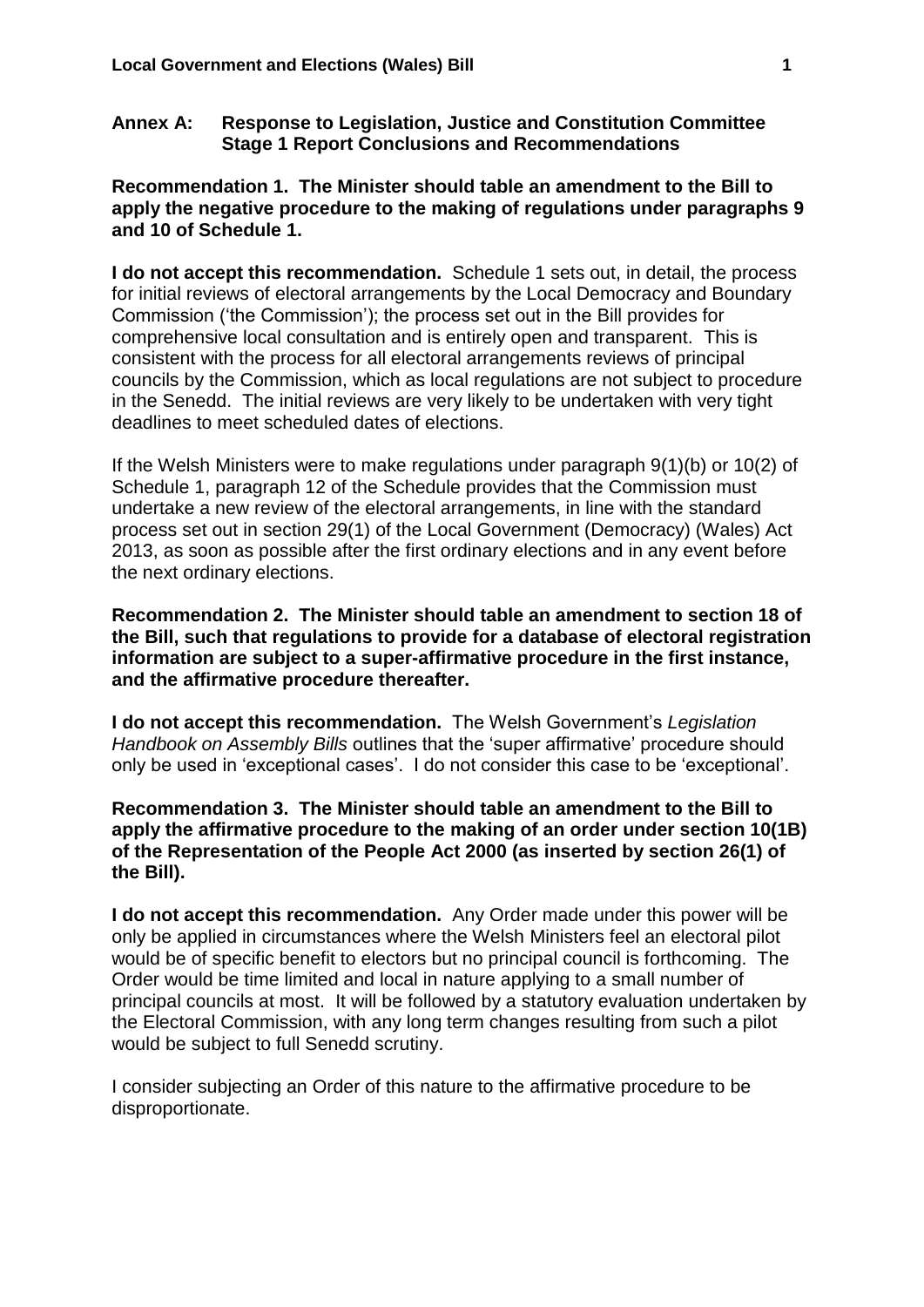## Annex A: Response to Legislation, Justice and Constitution Committee Stage 1 Report Conclusions and Recommendations

**Recommendation 1. The Minister should table an amendment to the Bill to apply the negative procedure to the making of regulations under paragraphs 9 and 10 of Schedule 1.**

**I do not accept this recommendation.** Schedule 1 sets out, in detail, the process for initial reviews of electoral arrangements by the Local Democracy and Boundary Commission ('the Commission'); the process set out in the Bill provides for comprehensive local consultation and is entirely open and transparent. This is consistent with the process for all electoral arrangements reviews of principal councils by the Commission, which as local regulations are not subject to procedure in the Senedd. The initial reviews are very likely to be undertaken with very tight deadlines to meet scheduled dates of elections.

If the Welsh Ministers were to make regulations under paragraph 9(1)(b) or 10(2) of Schedule 1, paragraph 12 of the Schedule provides that the Commission must undertake a new review of the electoral arrangements, in line with the standard process set out in section 29(1) of the Local Government (Democracy) (Wales) Act 2013, as soon as possible after the first ordinary elections and in any event before the next ordinary elections.

**Recommendation 2. The Minister should table an amendment to section 18 of the Bill, such that regulations to provide for a database of electoral registration information are subject to a super-affirmative procedure in the first instance, and the affirmative procedure thereafter.**

**I do not accept this recommendation.** The Welsh Government's *Legislation Handbook on Assembly Bills* outlines that the 'super affirmative' procedure should only be used in 'exceptional cases'. I do not consider this case to be 'exceptional'.

**Recommendation 3. The Minister should table an amendment to the Bill to apply the affirmative procedure to the making of an order under section 10(1B) of the Representation of the People Act 2000 (as inserted by section 26(1) of the Bill).**

**I do not accept this recommendation.** Any Order made under this power will be only be applied in circumstances where the Welsh Ministers feel an electoral pilot would be of specific benefit to electors but no principal council is forthcoming. The Order would be time limited and local in nature applying to a small number of principal councils at most. It will be followed by a statutory evaluation undertaken by the Electoral Commission, with any long term changes resulting from such a pilot would be subject to full Senedd scrutiny.

I consider subjecting an Order of this nature to the affirmative procedure to be disproportionate.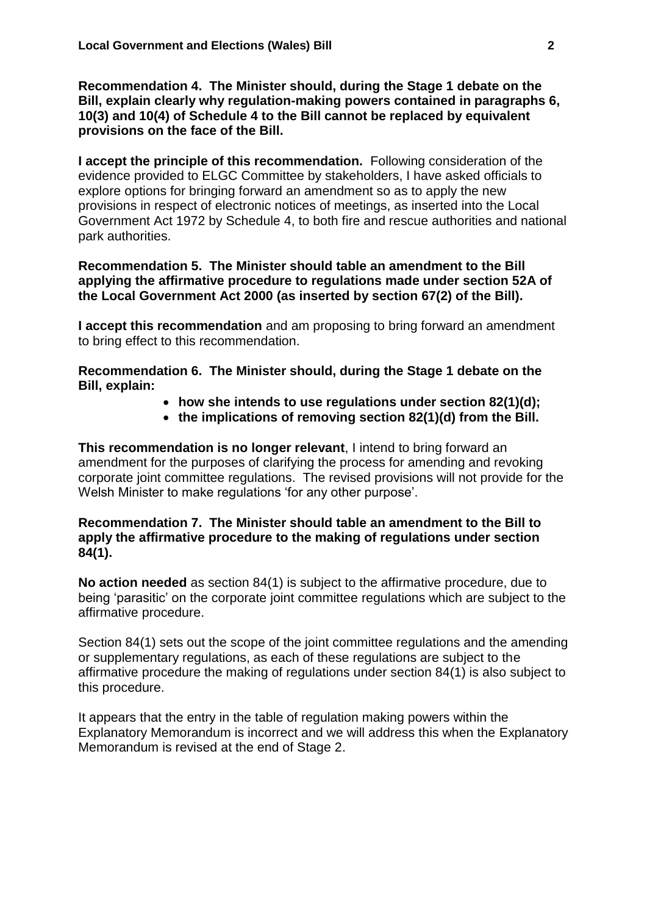**Recommendation 4. The Minister should, during the Stage 1 debate on the Bill, explain clearly why regulation-making powers contained in paragraphs 6, 10(3) and 10(4) of Schedule 4 to the Bill cannot be replaced by equivalent provisions on the face of the Bill.**

**I accept the principle of this recommendation.** Following consideration of the evidence provided to ELGC Committee by stakeholders, I have asked officials to explore options for bringing forward an amendment so as to apply the new provisions in respect of electronic notices of meetings, as inserted into the Local Government Act 1972 by Schedule 4, to both fire and rescue authorities and national park authorities.

**Recommendation 5. The Minister should table an amendment to the Bill applying the affirmative procedure to regulations made under section 52A of the Local Government Act 2000 (as inserted by section 67(2) of the Bill).**

**I accept this recommendation** and am proposing to bring forward an amendment to bring effect to this recommendation.

**Recommendation 6. The Minister should, during the Stage 1 debate on the Bill, explain:**

- **how she intends to use regulations under section 82(1)(d);**
- **the implications of removing section 82(1)(d) from the Bill.**

**This recommendation is no longer relevant**, I intend to bring forward an amendment for the purposes of clarifying the process for amending and revoking corporate joint committee regulations. The revised provisions will not provide for the Welsh Minister to make regulations 'for any other purpose'.

**Recommendation 7. The Minister should table an amendment to the Bill to apply the affirmative procedure to the making of regulations under section 84(1).**

**No action needed** as section 84(1) is subject to the affirmative procedure, due to being 'parasitic' on the corporate joint committee regulations which are subject to the affirmative procedure.

Section 84(1) sets out the scope of the joint committee regulations and the amending or supplementary regulations, as each of these regulations are subject to the affirmative procedure the making of regulations under section 84(1) is also subject to this procedure.

It appears that the entry in the table of regulation making powers within the Explanatory Memorandum is incorrect and we will address this when the Explanatory Memorandum is revised at the end of Stage 2.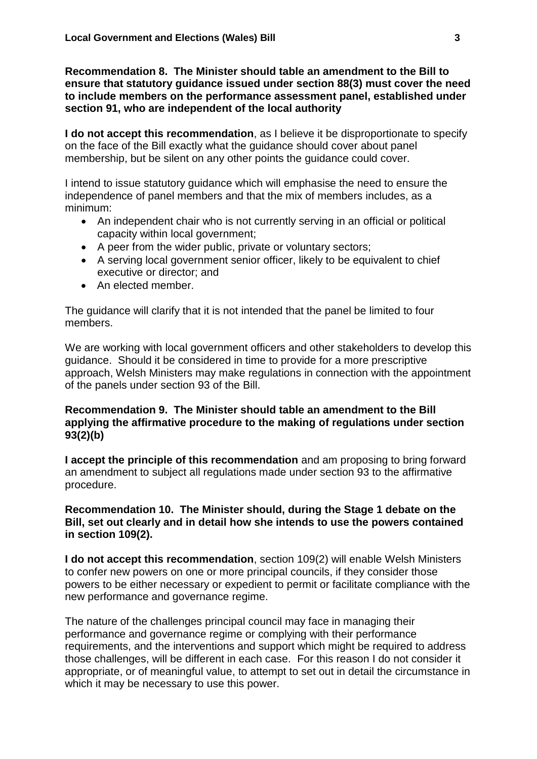**Recommendation 8. The Minister should table an amendment to the Bill to ensure that statutory guidance issued under section 88(3) must cover the need to include members on the performance assessment panel, established under section 91, who are independent of the local authority**

**I do not accept this recommendation**, as I believe it be disproportionate to specify on the face of the Bill exactly what the guidance should cover about panel membership, but be silent on any other points the guidance could cover.

I intend to issue statutory guidance which will emphasise the need to ensure the independence of panel members and that the mix of members includes, as a minimum:

- An independent chair who is not currently serving in an official or political capacity within local government;
- A peer from the wider public, private or voluntary sectors;
- A serving local government senior officer, likely to be equivalent to chief executive or director; and
- An elected member.

The guidance will clarify that it is not intended that the panel be limited to four members.

We are working with local government officers and other stakeholders to develop this guidance. Should it be considered in time to provide for a more prescriptive approach, Welsh Ministers may make regulations in connection with the appointment of the panels under section 93 of the Bill.

**Recommendation 9. The Minister should table an amendment to the Bill applying the affirmative procedure to the making of regulations under section 93(2)(b)**

**I accept the principle of this recommendation** and am proposing to bring forward an amendment to subject all regulations made under section 93 to the affirmative procedure.

**Recommendation 10. The Minister should, during the Stage 1 debate on the Bill, set out clearly and in detail how she intends to use the powers contained in section 109(2).**

**I do not accept this recommendation**, section 109(2) will enable Welsh Ministers to confer new powers on one or more principal councils, if they consider those powers to be either necessary or expedient to permit or facilitate compliance with the new performance and governance regime.

The nature of the challenges principal council may face in managing their performance and governance regime or complying with their performance requirements, and the interventions and support which might be required to address those challenges, will be different in each case. For this reason I do not consider it appropriate, or of meaningful value, to attempt to set out in detail the circumstance in which it may be necessary to use this power.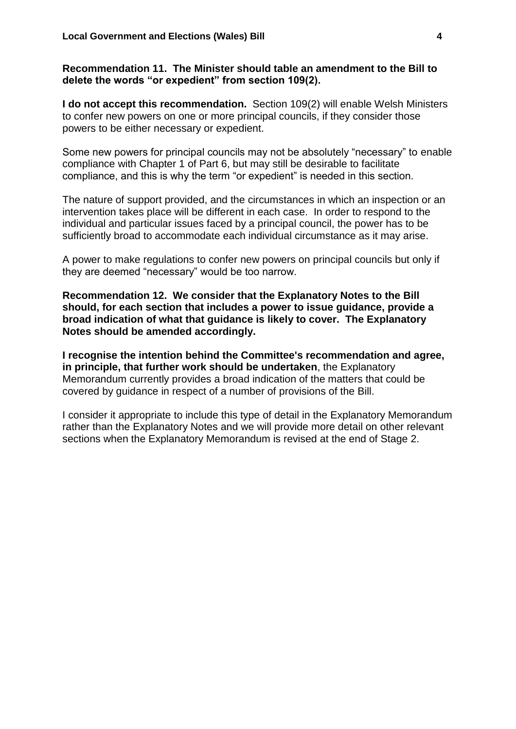**Recommendation 11. The Minister should table an amendment to the Bill to delete the words "or expedient" from section 109(2).**

**I do not accept this recommendation.** Section 109(2) will enable Welsh Ministers to confer new powers on one or more principal councils, if they consider those powers to be either necessary or expedient.

Some new powers for principal councils may not be absolutely "necessary" to enable compliance with Chapter 1 of Part 6, but may still be desirable to facilitate compliance, and this is why the term "or expedient" is needed in this section.

The nature of support provided, and the circumstances in which an inspection or an intervention takes place will be different in each case. In order to respond to the individual and particular issues faced by a principal council, the power has to be sufficiently broad to accommodate each individual circumstance as it may arise.

A power to make regulations to confer new powers on principal councils but only if they are deemed "necessary" would be too narrow.

**Recommendation 12. We consider that the Explanatory Notes to the Bill should, for each section that includes a power to issue guidance, provide a broad indication of what that guidance is likely to cover. The Explanatory Notes should be amended accordingly.**

**I recognise the intention behind the Committee's recommendation and agree, in principle, that further work should be undertaken**, the Explanatory Memorandum currently provides a broad indication of the matters that could be covered by guidance in respect of a number of provisions of the Bill.

I consider it appropriate to include this type of detail in the Explanatory Memorandum rather than the Explanatory Notes and we will provide more detail on other relevant sections when the Explanatory Memorandum is revised at the end of Stage 2.